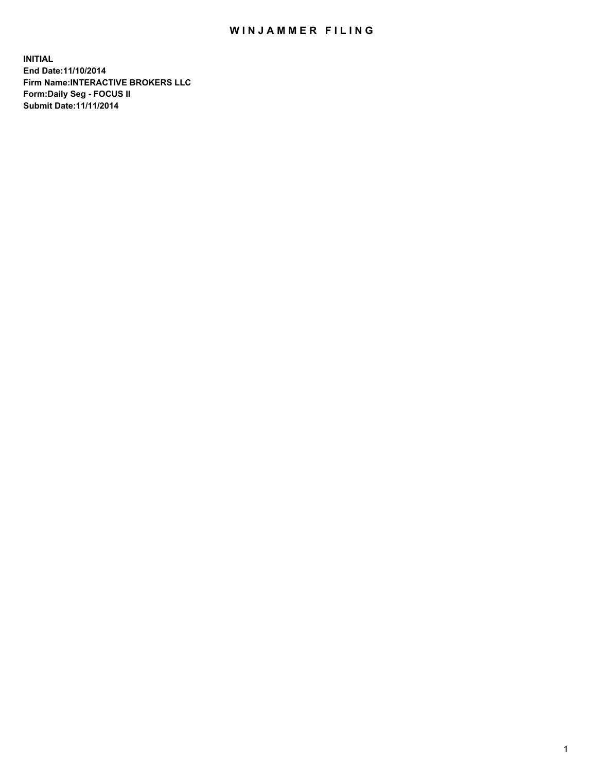# WINJAMMER FILING

**INITIAL**
**End Date:11/10/2014**
**Firm Name:INTERACTIVE BROKERS LLC**
**Form:Daily Seg - FOCUS II**
**Submit Date:11/11/2014**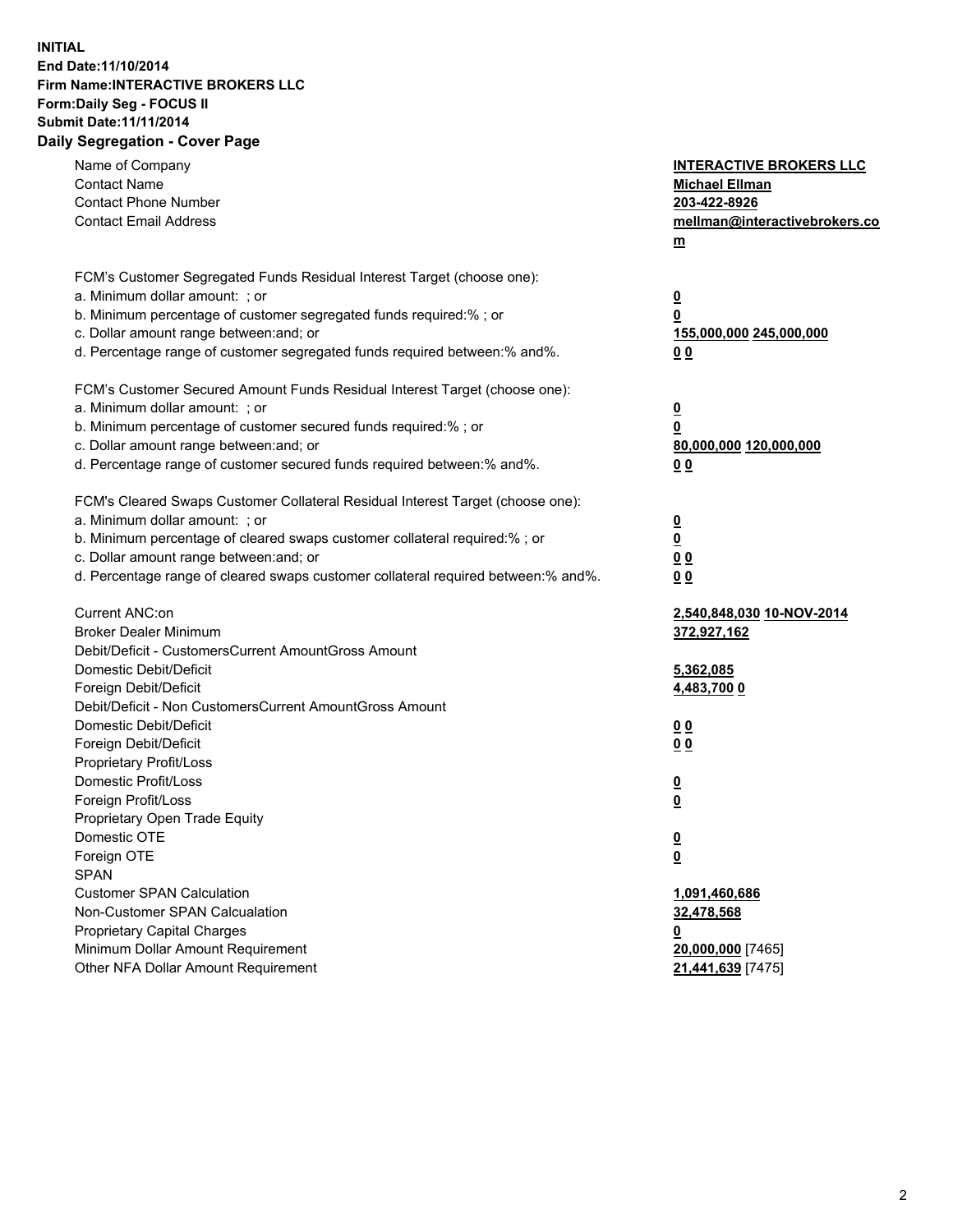**INITIAL**
**End Date:11/10/2014**
**Firm Name:INTERACTIVE BROKERS LLC**
**Form:Daily Seg - FOCUS II**
**Submit Date:11/11/2014**

## Daily Segregation - Cover Page

| | |
|---|---|
| Name of Company | **INTERACTIVE BROKERS LLC** |
| Contact Name | **Michael Ellman** |
| Contact Phone Number | **203-422-8926** |
| Contact Email Address | **mellman@interactivebrokers.com** |
| | |
| FCM's Customer Segregated Funds Residual Interest Target (choose one): | |
| a. Minimum dollar amount: ; or | **0** |
| b. Minimum percentage of customer segregated funds required:% ; or | **0** |
| c. Dollar amount range between:and; or | **155,000,000** **245,000,000** |
| d. Percentage range of customer segregated funds required between:% and%. | **0** **0** |
| | |
| FCM's Customer Secured Amount Funds Residual Interest Target (choose one): | |
| a. Minimum dollar amount: ; or | **0** |
| b. Minimum percentage of customer secured funds required:% ; or | **0** |
| c. Dollar amount range between:and; or | **80,000,000** **120,000,000** |
| d. Percentage range of customer secured funds required between:% and%. | **0** **0** |
| | |
| FCM's Cleared Swaps Customer Collateral Residual Interest Target (choose one): | |
| a. Minimum dollar amount: ; or | **0** |
| b. Minimum percentage of cleared swaps customer collateral required:% ; or | **0** |
| c. Dollar amount range between:and; or | **0** **0** |
| d. Percentage range of cleared swaps customer collateral required between:% and%. | **0** **0** |
| | |
| Current ANC:on | **2,540,848,030** **10-NOV-2014** |
| Broker Dealer Minimum | **372,927,162** |
| Debit/Deficit - CustomersCurrent AmountGross Amount | |
| Domestic Debit/Deficit | **5,362,085** |
| Foreign Debit/Deficit | **4,483,700** **0** |
| Debit/Deficit - Non CustomersCurrent AmountGross Amount | |
| Domestic Debit/Deficit | **0** **0** |
| Foreign Debit/Deficit | **0** **0** |
| Proprietary Profit/Loss | |
| Domestic Profit/Loss | **0** |
| Foreign Profit/Loss | **0** |
| Proprietary Open Trade Equity | |
| Domestic OTE | **0** |
| Foreign OTE | **0** |
| SPAN | |
| Customer SPAN Calculation | **1,091,460,686** |
| Non-Customer SPAN Calcualation | **32,478,568** |
| Proprietary Capital Charges | **0** |
| Minimum Dollar Amount Requirement | **20,000,000** [7465] |
| Other NFA Dollar Amount Requirement | **21,441,639** [7475] |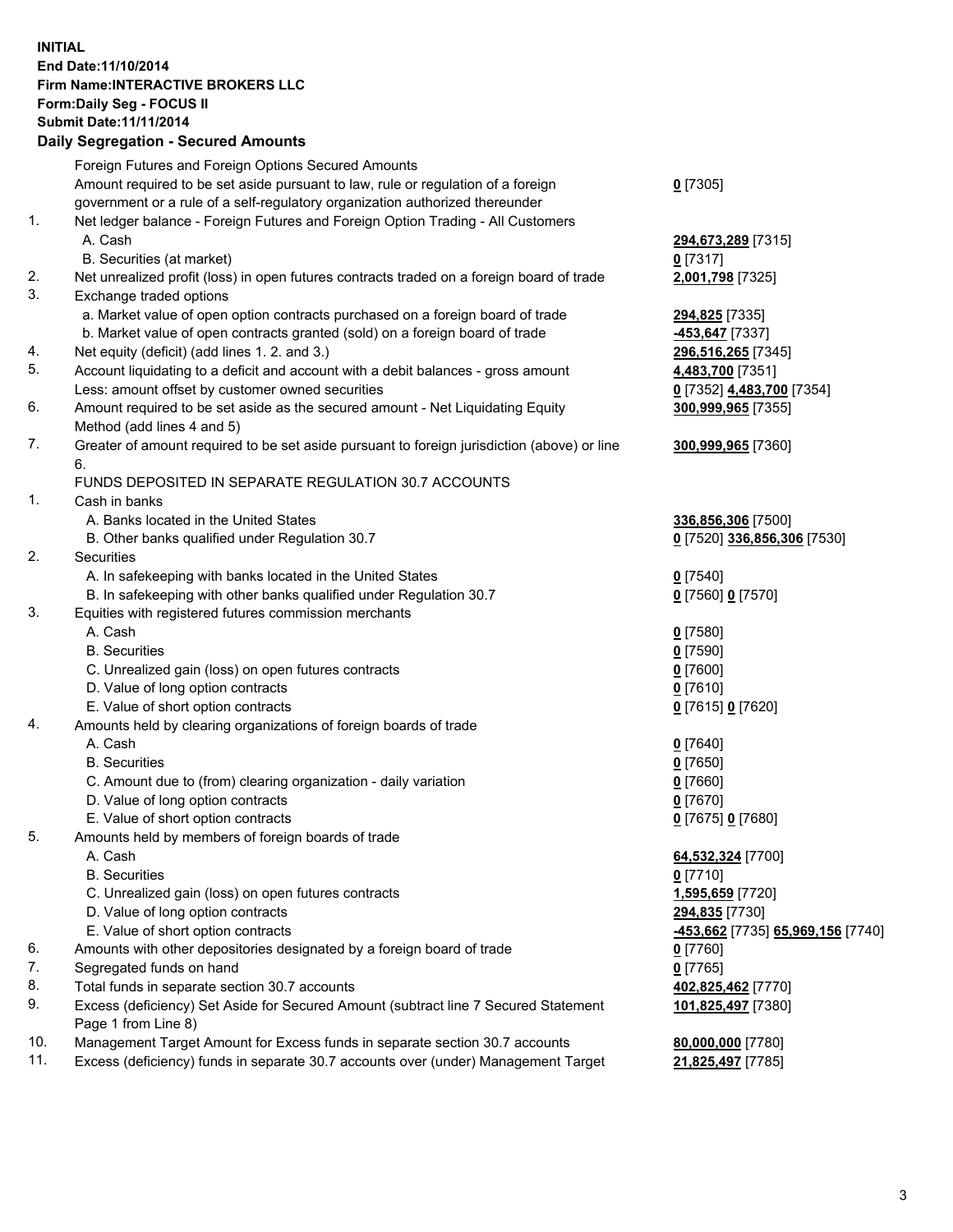**INITIAL**
**End Date:11/10/2014**
**Firm Name:INTERACTIVE BROKERS LLC**
**Form:Daily Seg - FOCUS II**
**Submit Date:11/11/2014**

## Daily Segregation - Secured Amounts

| | | |
|---|---|---|
| | Foreign Futures and Foreign Options Secured Amounts | |
| | Amount required to be set aside pursuant to law, rule or regulation of a foreign government or a rule of a self-regulatory organization authorized thereunder | **0** [7305] |
| 1. | Net ledger balance - Foreign Futures and Foreign Option Trading - All Customers | |
| | A. Cash | **294,673,289** [7315] |
| | B. Securities (at market) | **0** [7317] |
| 2. | Net unrealized profit (loss) in open futures contracts traded on a foreign board of trade | **2,001,798** [7325] |
| 3. | Exchange traded options | |
| | a. Market value of open option contracts purchased on a foreign board of trade | **294,825** [7335] |
| | b. Market value of open contracts granted (sold) on a foreign board of trade | **-453,647** [7337] |
| 4. | Net equity (deficit) (add lines 1. 2. and 3.) | **296,516,265** [7345] |
| 5. | Account liquidating to a deficit and account with a debit balances - gross amount | **4,483,700** [7351] |
| | Less: amount offset by customer owned securities | **0** [7352] **4,483,700** [7354] |
| 6. | Amount required to be set aside as the secured amount - Net Liquidating Equity Method (add lines 4 and 5) | **300,999,965** [7355] |
| 7. | Greater of amount required to be set aside pursuant to foreign jurisdiction (above) or line 6. | **300,999,965** [7360] |
| | FUNDS DEPOSITED IN SEPARATE REGULATION 30.7 ACCOUNTS | |
| 1. | Cash in banks | |
| | A. Banks located in the United States | **336,856,306** [7500] |
| | B. Other banks qualified under Regulation 30.7 | **0** [7520] **336,856,306** [7530] |
| 2. | Securities | |
| | A. In safekeeping with banks located in the United States | **0** [7540] |
| | B. In safekeeping with other banks qualified under Regulation 30.7 | **0** [7560] **0** [7570] |
| 3. | Equities with registered futures commission merchants | |
| | A. Cash | **0** [7580] |
| | B. Securities | **0** [7590] |
| | C. Unrealized gain (loss) on open futures contracts | **0** [7600] |
| | D. Value of long option contracts | **0** [7610] |
| | E. Value of short option contracts | **0** [7615] **0** [7620] |
| 4. | Amounts held by clearing organizations of foreign boards of trade | |
| | A. Cash | **0** [7640] |
| | B. Securities | **0** [7650] |
| | C. Amount due to (from) clearing organization - daily variation | **0** [7660] |
| | D. Value of long option contracts | **0** [7670] |
| | E. Value of short option contracts | **0** [7675] **0** [7680] |
| 5. | Amounts held by members of foreign boards of trade | |
| | A. Cash | **64,532,324** [7700] |
| | B. Securities | **0** [7710] |
| | C. Unrealized gain (loss) on open futures contracts | **1,595,659** [7720] |
| | D. Value of long option contracts | **294,835** [7730] |
| | E. Value of short option contracts | **-453,662** [7735] **65,969,156** [7740] |
| 6. | Amounts with other depositories designated by a foreign board of trade | **0** [7760] |
| 7. | Segregated funds on hand | **0** [7765] |
| 8. | Total funds in separate section 30.7 accounts | **402,825,462** [7770] |
| 9. | Excess (deficiency) Set Aside for Secured Amount (subtract line 7 Secured Statement Page 1 from Line 8) | **101,825,497** [7380] |
| 10. | Management Target Amount for Excess funds in separate section 30.7 accounts | **80,000,000** [7780] |
| 11. | Excess (deficiency) funds in separate 30.7 accounts over (under) Management Target | **21,825,497** [7785] |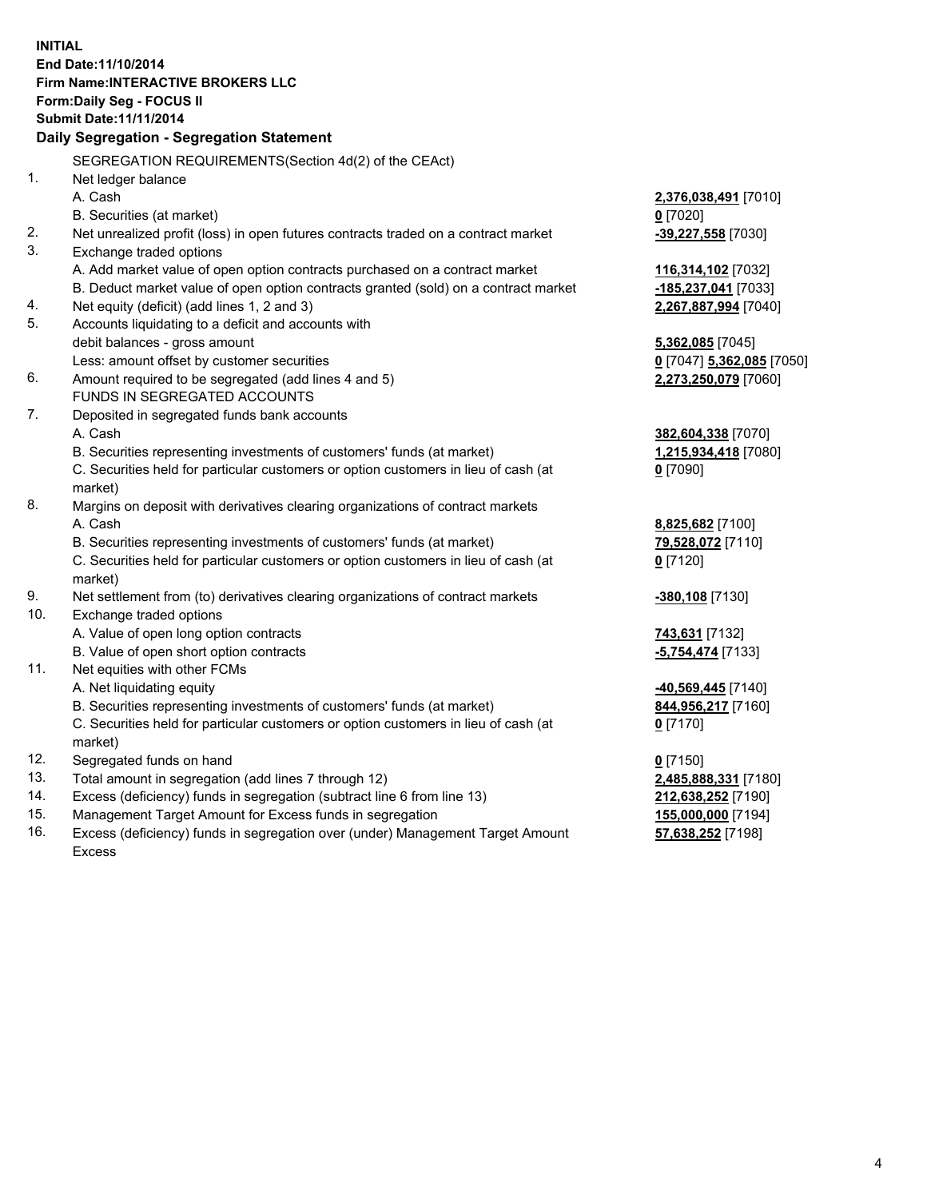**INITIAL**
**End Date:11/10/2014**
**Firm Name:INTERACTIVE BROKERS LLC**
**Form:Daily Seg - FOCUS II**
**Submit Date:11/11/2014**

## Daily Segregation - Segregation Statement

SEGREGATION REQUIREMENTS(Section 4d(2) of the CEAct)

| | | |
|---|---|---|
| 1. | Net ledger balance | |
| | A. Cash | **2,376,038,491** [7010] |
| | B. Securities (at market) | **0** [7020] |
| 2. | Net unrealized profit (loss) in open futures contracts traded on a contract market | **-39,227,558** [7030] |
| 3. | Exchange traded options | |
| | A. Add market value of open option contracts purchased on a contract market | **116,314,102** [7032] |
| | B. Deduct market value of open option contracts granted (sold) on a contract market | **-185,237,041** [7033] |
| 4. | Net equity (deficit) (add lines 1, 2 and 3) | **2,267,887,994** [7040] |
| 5. | Accounts liquidating to a deficit and accounts with debit balances - gross amount | **5,362,085** [7045] |
| | Less: amount offset by customer securities | **0** [7047] **5,362,085** [7050] |
| 6. | Amount required to be segregated (add lines 4 and 5) | **2,273,250,079** [7060] |
| | FUNDS IN SEGREGATED ACCOUNTS | |
| 7. | Deposited in segregated funds bank accounts | |
| | A. Cash | **382,604,338** [7070] |
| | B. Securities representing investments of customers' funds (at market) | **1,215,934,418** [7080] |
| | C. Securities held for particular customers or option customers in lieu of cash (at market) | **0** [7090] |
| 8. | Margins on deposit with derivatives clearing organizations of contract markets | |
| | A. Cash | **8,825,682** [7100] |
| | B. Securities representing investments of customers' funds (at market) | **79,528,072** [7110] |
| | C. Securities held for particular customers or option customers in lieu of cash (at market) | **0** [7120] |
| 9. | Net settlement from (to) derivatives clearing organizations of contract markets | **-380,108** [7130] |
| 10. | Exchange traded options | |
| | A. Value of open long option contracts | **743,631** [7132] |
| | B. Value of open short option contracts | **-5,754,474** [7133] |
| 11. | Net equities with other FCMs | |
| | A. Net liquidating equity | **-40,569,445** [7140] |
| | B. Securities representing investments of customers' funds (at market) | **844,956,217** [7160] |
| | C. Securities held for particular customers or option customers in lieu of cash (at market) | **0** [7170] |
| 12. | Segregated funds on hand | **0** [7150] |
| 13. | Total amount in segregation (add lines 7 through 12) | **2,485,888,331** [7180] |
| 14. | Excess (deficiency) funds in segregation (subtract line 6 from line 13) | **212,638,252** [7190] |
| 15. | Management Target Amount for Excess funds in segregation | **155,000,000** [7194] |
| 16. | Excess (deficiency) funds in segregation over (under) Management Target Amount Excess | **57,638,252** [7198] |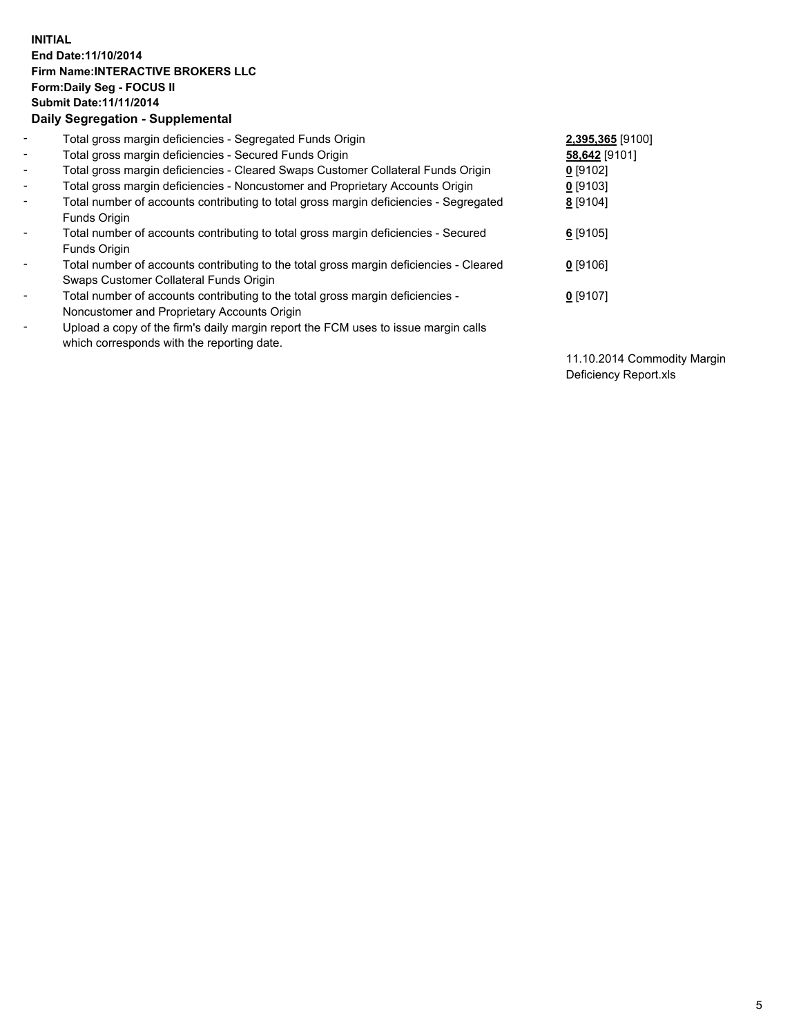**INITIAL**
**End Date:11/10/2014**
**Firm Name:INTERACTIVE BROKERS LLC**
**Form:Daily Seg - FOCUS II**
**Submit Date:11/11/2014**
**Daily Segregation - Supplemental**

| | | |
|---|---|---|
| - | Total gross margin deficiencies - Segregated Funds Origin | **2,395,365** [9100] |
| - | Total gross margin deficiencies - Secured Funds Origin | **58,642** [9101] |
| - | Total gross margin deficiencies - Cleared Swaps Customer Collateral Funds Origin | **0** [9102] |
| - | Total gross margin deficiencies - Noncustomer and Proprietary Accounts Origin | **0** [9103] |
| - | Total number of accounts contributing to total gross margin deficiencies - Segregated Funds Origin | **8** [9104] |
| - | Total number of accounts contributing to total gross margin deficiencies - Secured Funds Origin | **6** [9105] |
| - | Total number of accounts contributing to the total gross margin deficiencies - Cleared Swaps Customer Collateral Funds Origin | **0** [9106] |
| - | Total number of accounts contributing to the total gross margin deficiencies - Noncustomer and Proprietary Accounts Origin | **0** [9107] |
| - | Upload a copy of the firm's daily margin report the FCM uses to issue margin calls which corresponds with the reporting date. | 11.10.2014 Commodity Margin Deficiency Report.xls |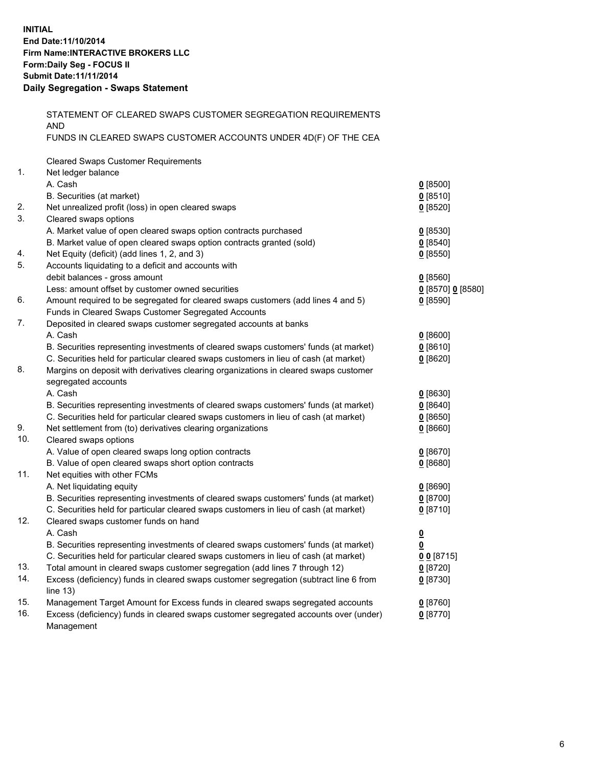**INITIAL**
**End Date:11/10/2014**
**Firm Name:INTERACTIVE BROKERS LLC**
**Form:Daily Seg - FOCUS II**
**Submit Date:11/11/2014**
**Daily Segregation - Swaps Statement**

STATEMENT OF CLEARED SWAPS CUSTOMER SEGREGATION REQUIREMENTS
AND
FUNDS IN CLEARED SWAPS CUSTOMER ACCOUNTS UNDER 4D(F) OF THE CEA

| | | |
|---|---|---|
| | Cleared Swaps Customer Requirements | |
| 1. | Net ledger balance | |
| | A. Cash | 0 [8500] |
| | B. Securities (at market) | 0 [8510] |
| 2. | Net unrealized profit (loss) in open cleared swaps | 0 [8520] |
| 3. | Cleared swaps options | |
| | A. Market value of open cleared swaps option contracts purchased | 0 [8530] |
| | B. Market value of open cleared swaps option contracts granted (sold) | 0 [8540] |
| 4. | Net Equity (deficit) (add lines 1, 2, and 3) | 0 [8550] |
| 5. | Accounts liquidating to a deficit and accounts with | |
| | debit balances - gross amount | 0 [8560] |
| | Less: amount offset by customer owned securities | 0 [8570] 0 [8580] |
| 6. | Amount required to be segregated for cleared swaps customers (add lines 4 and 5) | 0 [8590] |
| | Funds in Cleared Swaps Customer Segregated Accounts | |
| 7. | Deposited in cleared swaps customer segregated accounts at banks | |
| | A. Cash | 0 [8600] |
| | B. Securities representing investments of cleared swaps customers' funds (at market) | 0 [8610] |
| | C. Securities held for particular cleared swaps customers in lieu of cash (at market) | 0 [8620] |
| 8. | Margins on deposit with derivatives clearing organizations in cleared swaps customer segregated accounts | |
| | A. Cash | 0 [8630] |
| | B. Securities representing investments of cleared swaps customers' funds (at market) | 0 [8640] |
| | C. Securities held for particular cleared swaps customers in lieu of cash (at market) | 0 [8650] |
| 9. | Net settlement from (to) derivatives clearing organizations | 0 [8660] |
| 10. | Cleared swaps options | |
| | A. Value of open cleared swaps long option contracts | 0 [8670] |
| | B. Value of open cleared swaps short option contracts | 0 [8680] |
| 11. | Net equities with other FCMs | |
| | A. Net liquidating equity | 0 [8690] |
| | B. Securities representing investments of cleared swaps customers' funds (at market) | 0 [8700] |
| | C. Securities held for particular cleared swaps customers in lieu of cash (at market) | 0 [8710] |
| 12. | Cleared swaps customer funds on hand | |
| | A. Cash | 0 |
| | B. Securities representing investments of cleared swaps customers' funds (at market) | 0 |
| | C. Securities held for particular cleared swaps customers in lieu of cash (at market) | 0 0 [8715] |
| 13. | Total amount in cleared swaps customer segregation (add lines 7 through 12) | 0 [8720] |
| 14. | Excess (deficiency) funds in cleared swaps customer segregation (subtract line 6 from line 13) | 0 [8730] |
| 15. | Management Target Amount for Excess funds in cleared swaps segregated accounts | 0 [8760] |
| 16. | Excess (deficiency) funds in cleared swaps customer segregated accounts over (under) Management | 0 [8770] |